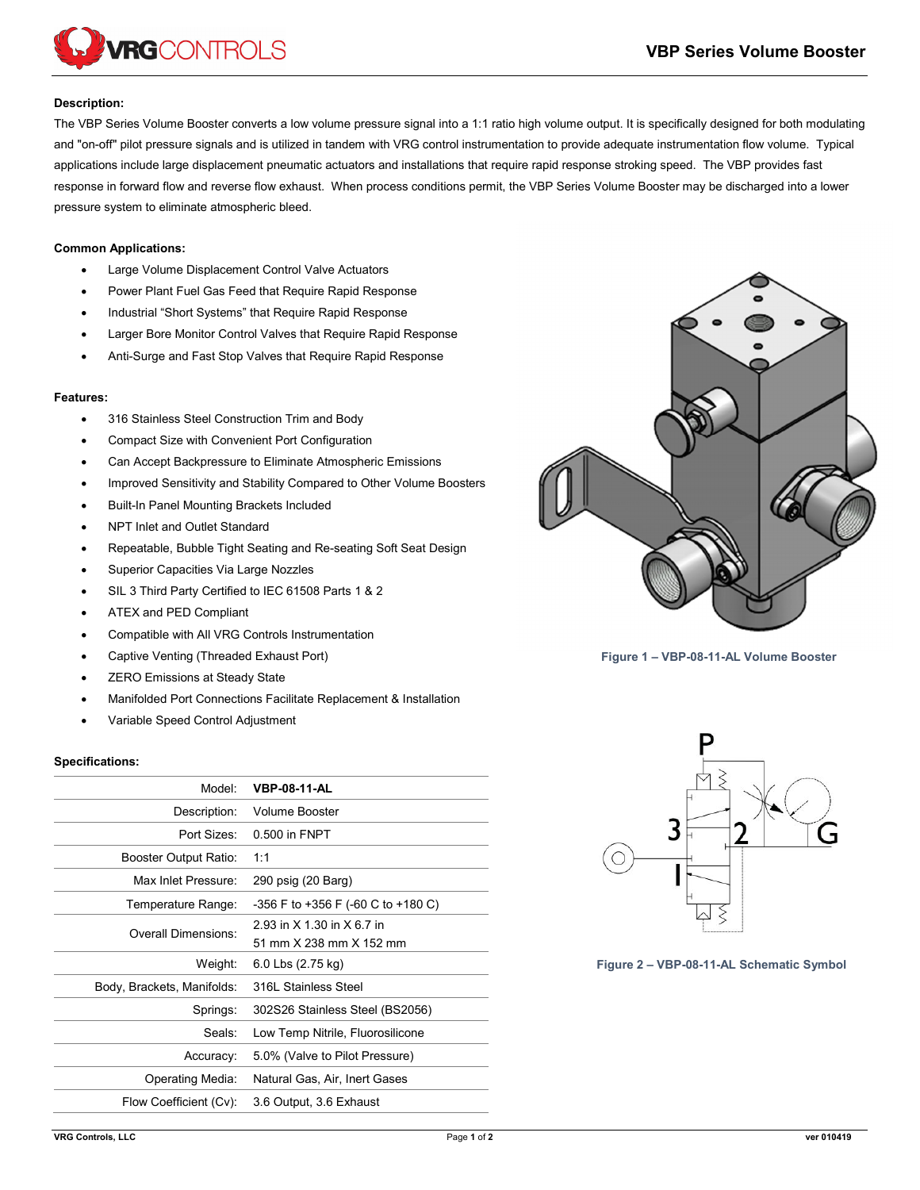# VBP Series Volume Booster

## Description:

The VBP Series Volume Booster converts a low volume pressure signal into a 1:1 ratio high volume output. It is specifically designed for both modulating and "on-off" pilot pressure signals and is utilized in tandem with VRG control instrumentation to provide adequate instrumentation flow volume. Typical applications include large displacement pneumatic actuators and installations that require rapid response stroking speed. The VBP provides fast response in forward flow and reverse flow exhaust. When process conditions permit, the VBP Series Volume Booster may be discharged into a lower pressure system to eliminate atmospheric bleed.

## Common Applications:

- Large Volume Displacement Control Valve Actuators
- Power Plant Fuel Gas Feed that Require Rapid Response
- Industrial "Short Systems" that Require Rapid Response
- Larger Bore Monitor Control Valves that Require Rapid Response
- Anti-Surge and Fast Stop Valves that Require Rapid Response

## Features:

- 316 Stainless Steel Construction Trim and Body
- Compact Size with Convenient Port Configuration
- Can Accept Backpressure to Eliminate Atmospheric Emissions
- Improved Sensitivity and Stability Compared to Other Volume Boosters
- Built-In Panel Mounting Brackets Included
- NPT Inlet and Outlet Standard
- Repeatable, Bubble Tight Seating and Re-seating Soft Seat Design
- Superior Capacities Via Large Nozzles
- SIL 3 Third Party Certified to IEC 61508 Parts 1 & 2
- ATEX and PED Compliant
- Compatible with All VRG Controls Instrumentation
- Captive Venting (Threaded Exhaust Port)
- ZERO Emissions at Steady State
- Manifolded Port Connections Facilitate Replacement & Installation
- Variable Speed Control Adjustment

Figure 1 – VBP-08-11-AL Volume Booster

Figure 2 – VBP-08-11-AL Schematic Symbol

## Specifications:

| | |
|---|---|
| Model: | **VBP-08-11-AL** |
| Description: | Volume Booster |
| Port Sizes: | 0.500 in FNPT |
| Booster Output Ratio: | 1:1 |
| Max Inlet Pressure: | 290 psig (20 Barg) |
| Temperature Range: | -356 F to +356 F (-60 C to +180 C) |
| Overall Dimensions: | 2.93 in X 1.30 in X 6.7 in<br>51 mm X 238 mm X 152 mm |
| Weight: | 6.0 Lbs (2.75 kg) |
| Body, Brackets, Manifolds: | 316L Stainless Steel |
| Springs: | 302S26 Stainless Steel (BS2056) |
| Seals: | Low Temp Nitrile, Fluorosilicone |
| Accuracy: | 5.0% (Valve to Pilot Pressure) |
| Operating Media: | Natural Gas, Air, Inert Gases |
| Flow Coefficient (Cv): | 3.6 Output, 3.6 Exhaust |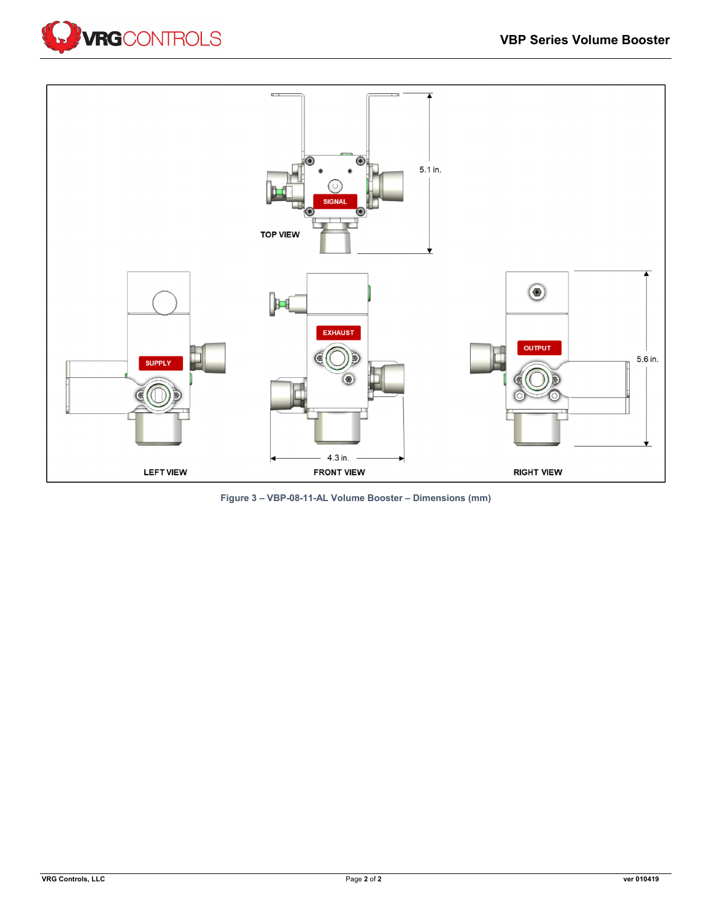TOP VIEW

SIGNAL

5.1 in.

LEFT VIEW

SUPPLY

EXHAUST

4.3 in.

FRONT VIEW

OUTPUT

5.6 in.

RIGHT VIEW

**Figure 3 – VBP-08-11-AL Volume Booster – Dimensions (mm)**